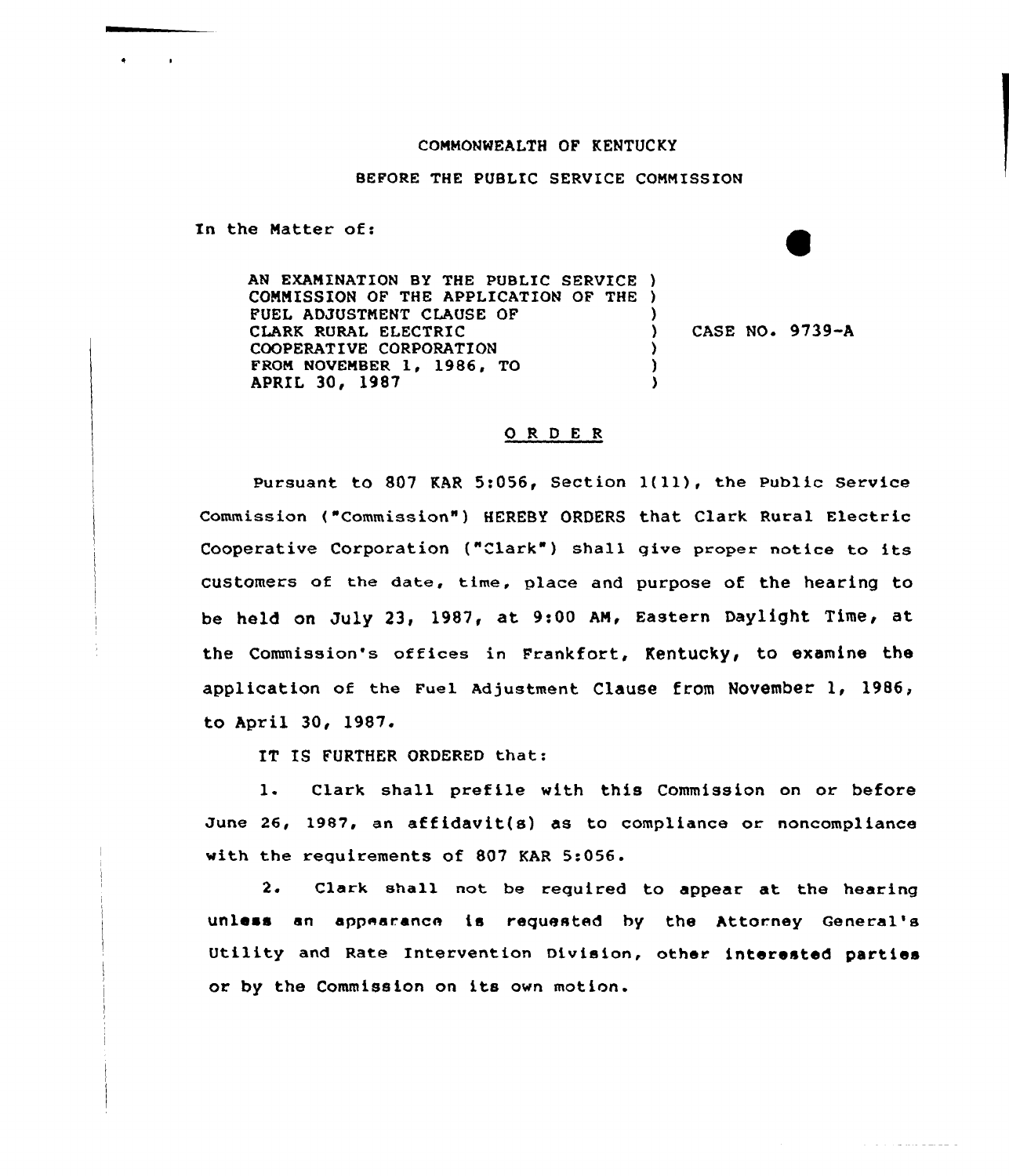COMMONWEALTH OF KENTUCKY

BEFORE THE PUBLIC SERVICE COMMISSION

In the Matter of:

AN EXAMINATION BY THE PUBLIC SERVICE COMMISSION OF THE APPLICATION OF THE FUEL ADJUSTMENT CLAUSE OF CLARK RURAL ELECTRIC COOPERATIVE CORPORATION FROM NOVEMBER 1, 1986, TO APRIL 30, 1987 ) CASE NO. 9739-A

## O R D E R

Pursuant to 807 KAR 5:056, Section 1(11), the Public Service Commission ("Commission") HEREBY ORDERS that Clark Rural Electric Cooperative Corporation ("Clark") shall give proper notice to its customers of the date, time, place and purpose of the hearing to be held on July 23, 1987, at 9:00 AM, Eastern Daylight Time, at the Commission's offices in Frankfort, Kentucky, to examine the application of the Fuel Adjustment Clause from November 1, 1986, to April 30, 1987.

IT IS FURTHER ORDERED that:

1. Clark shall prefile with this Commission on or before June 26, 1987, an affidavit(s) as to compliance or noncompliance with the requirements of 807 KAR 5:056.

2. Clark shall not be required to appear at the hearing unless an appearance is requested by the Attorney General's Utility and Rate Intervention Division, other interested parties or by the Commission on its own motion.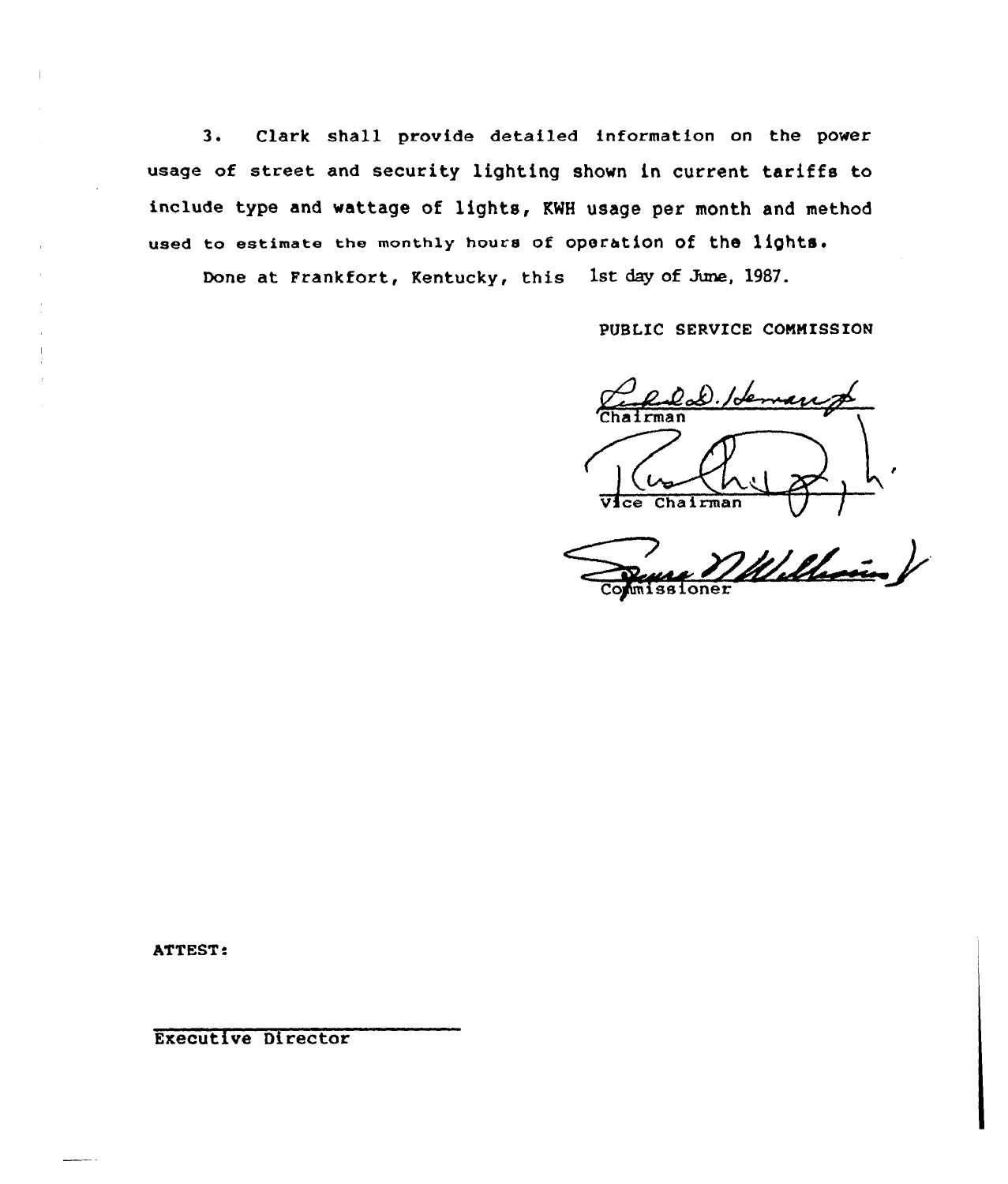3. Clark shall provide detailed information on the power usage of street and security lighting shown in current tariffs to include type and wattage of lights, KWH usage per month and method used to estimate the monthly hours of operation of the lights.

Done at Frankfort, Kentucky, this 1st day of June, 1987.

PUBLIC SERVICE COMMISSION

Chairman

Vice Chairman

Commissioner

ATTEST:

Executive Director